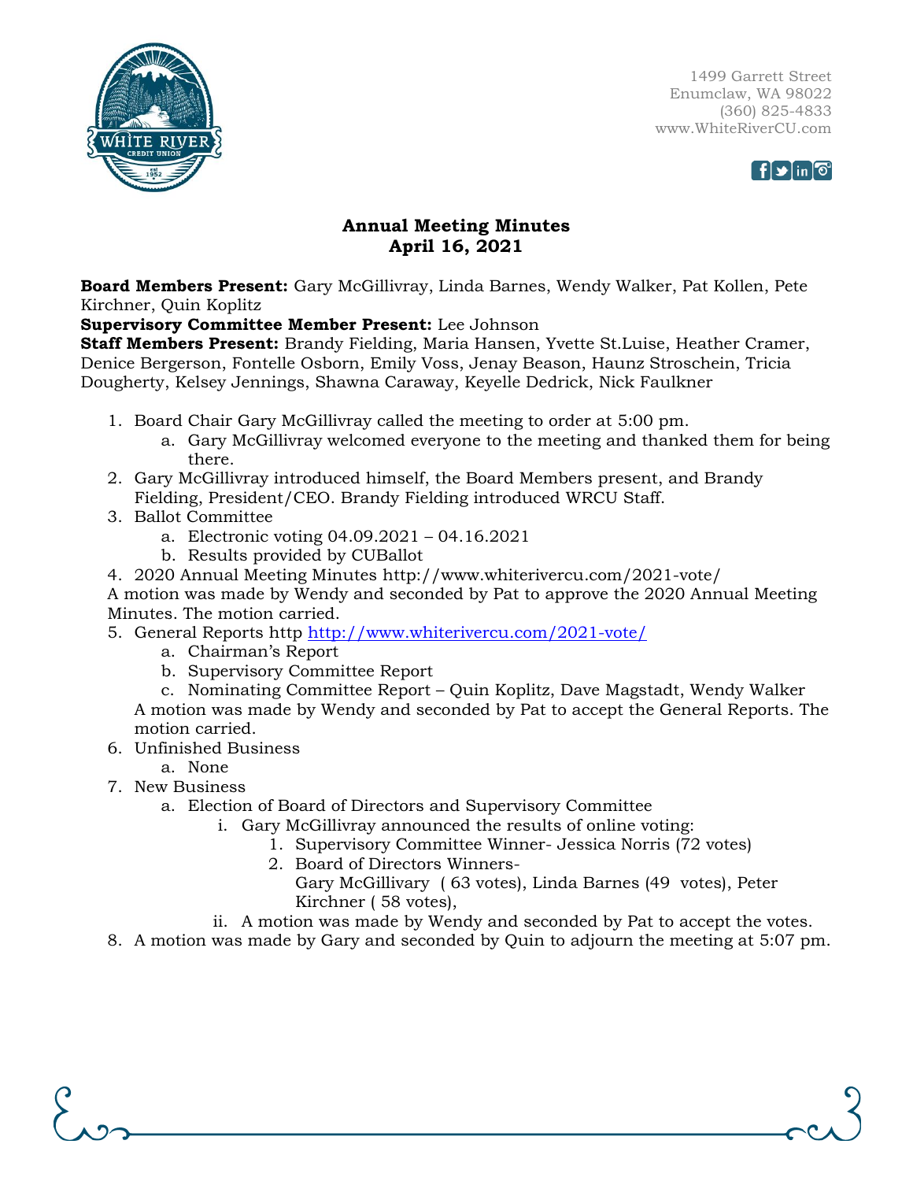1499 Garrett Street
Enumclaw, WA 98022
(360) 825-4833
www.WhiteRiverCU.com

# Annual Meeting Minutes
## April 16, 2021

**Board Members Present:** Gary McGillivray, Linda Barnes, Wendy Walker, Pat Kollen, Pete Kirchner, Quin Koplitz
**Supervisory Committee Member Present:** Lee Johnson
**Staff Members Present:** Brandy Fielding, Maria Hansen, Yvette St.Luise, Heather Cramer, Denice Bergerson, Fontelle Osborn, Emily Voss, Jenay Beason, Haunz Stroschein, Tricia Dougherty, Kelsey Jennings, Shawna Caraway, Keyelle Dedrick, Nick Faulkner

1. Board Chair Gary McGillivray called the meeting to order at 5:00 pm.
    a. Gary McGillivray welcomed everyone to the meeting and thanked them for being there.
2. Gary McGillivray introduced himself, the Board Members present, and Brandy Fielding, President/CEO. Brandy Fielding introduced WRCU Staff.
3. Ballot Committee
    a. Electronic voting 04.09.2021 – 04.16.2021
    b. Results provided by CUBallot
4. 2020 Annual Meeting Minutes http://www.whiterivercu.com/2021-vote/

A motion was made by Wendy and seconded by Pat to approve the 2020 Annual Meeting Minutes. The motion carried.

5. General Reports http http://www.whiterivercu.com/2021-vote/
    a. Chairman's Report
    b. Supervisory Committee Report
    c. Nominating Committee Report – Quin Koplitz, Dave Magstadt, Wendy Walker

    A motion was made by Wendy and seconded by Pat to accept the General Reports. The motion carried.
6. Unfinished Business
    a. None
7. New Business
    a. Election of Board of Directors and Supervisory Committee
        i. Gary McGillivray announced the results of online voting:
            1. Supervisory Committee Winner- Jessica Norris (72 votes)
            2. Board of Directors Winners-
               Gary McGillivary ( 63 votes), Linda Barnes (49 votes), Peter Kirchner ( 58 votes),
        ii. A motion was made by Wendy and seconded by Pat to accept the votes.
8. A motion was made by Gary and seconded by Quin to adjourn the meeting at 5:07 pm.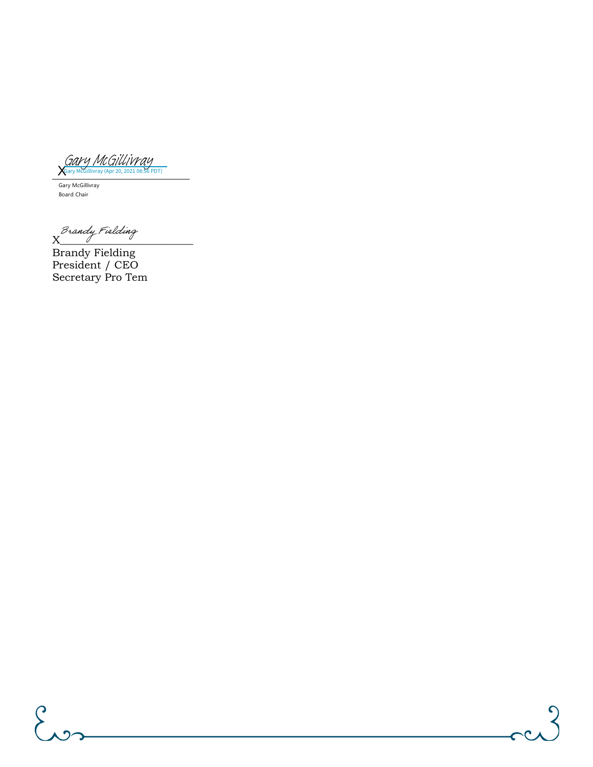X *Gary McGillivray*
Gary McGillivray (Apr 20, 2021 08:56 PDT)

Gary McGillivray
Board Chair

X *Brandy Fielding*

Brandy Fielding
President / CEO
Secretary Pro Tem